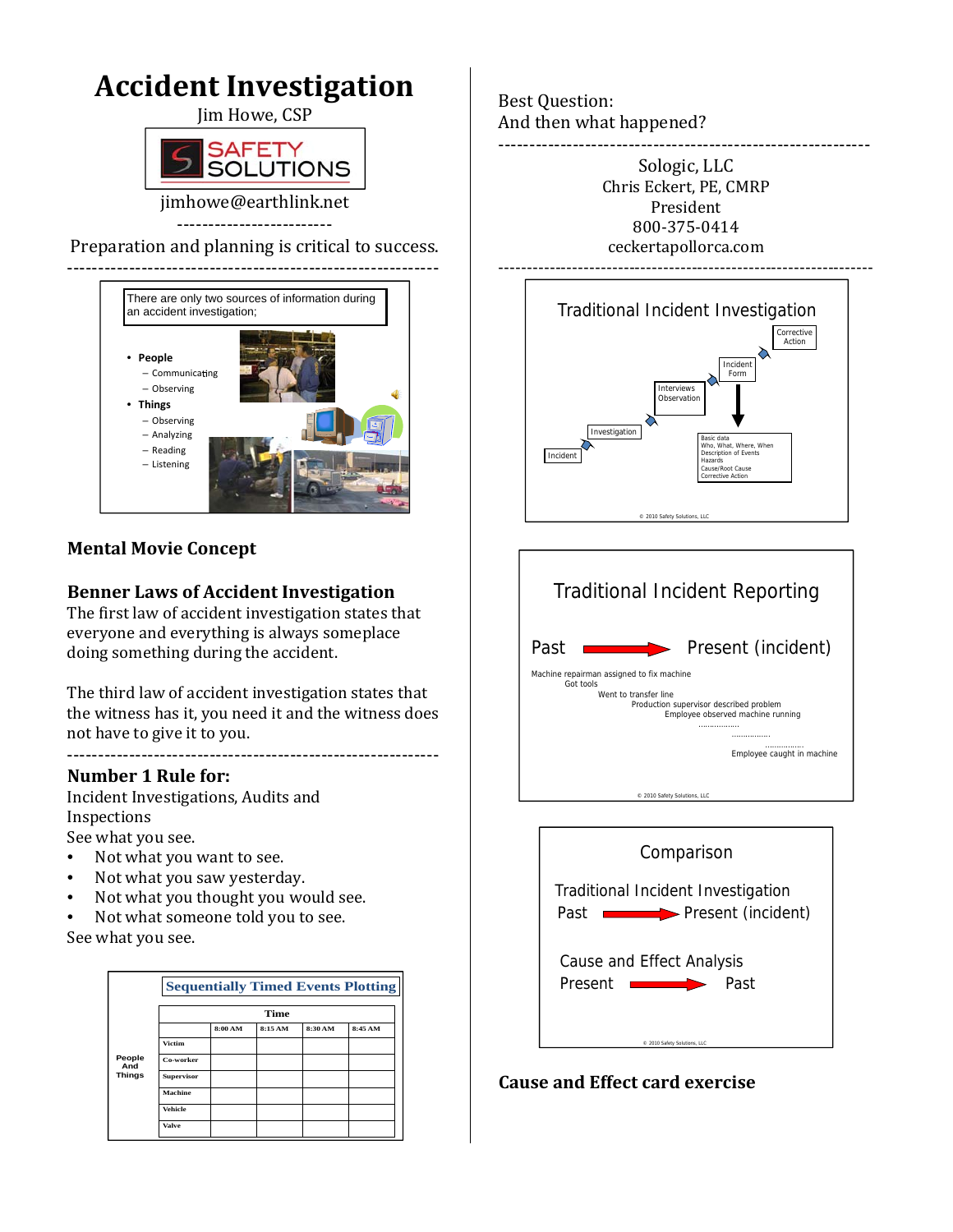# Accident Investigation

Jim Howe, CSP

SAFETY SOLUTIONS

jimhowe@earthlink.net

-------------------------

Preparation and planning is critical to success.

---

There are only two sources of information during an accident investigation;

- People
  - Communicating
  - Observing
- Things
  - Observing
  - Analyzing
  - Reading
  - Listening

## Mental Movie Concept

## Benner Laws of Accident Investigation

The first law of accident investigation states that everyone and everything is always someplace doing something during the accident.

The third law of accident investigation states that the witness has it, you need it and the witness does not have to give it to you.

---

## Number 1 Rule for:

Incident Investigations, Audits and Inspections

See what you see.

- Not what you want to see.
- Not what you saw yesterday.
- Not what you thought you would see.
- Not what someone told you to see.

See what you see.

**Sequentially Timed Events Plotting**

| People And Things | Time | | | |
|---|---|---|---|---|
| | 8:00 AM | 8:15 AM | 8:30 AM | 8:45 AM |
| Victim | | | | |
| Co-worker | | | | |
| Supervisor | | | | |
| Machine | | | | |
| Vehicle | | | | |
| Valve | | | | |

Best Question:
And then what happened?

---

Sologic, LLC
Chris Eckert, PE, CMRP
President
800-375-0414
ceckertapollorca.com

---

Traditional Incident Investigation

Incident → Investigation → Interviews Observation → Incident Form → Corrective Action

Basic data
Who, What, Where, When
Description of Events
Hazards
Cause/Root Cause
Corrective Action

© 2010 Safety Solutions, LLC

Traditional Incident Reporting

Past → Present (incident)

Machine repairman assigned to fix machine
Got tools
Went to transfer line
Production supervisor described problem
Employee observed machine running
.................
.................
.................
Employee caught in machine

© 2010 Safety Solutions, LLC

Comparison

Traditional Incident Investigation
Past → Present (incident)

Cause and Effect Analysis
Present → Past

© 2010 Safety Solutions, LLC

## Cause and Effect card exercise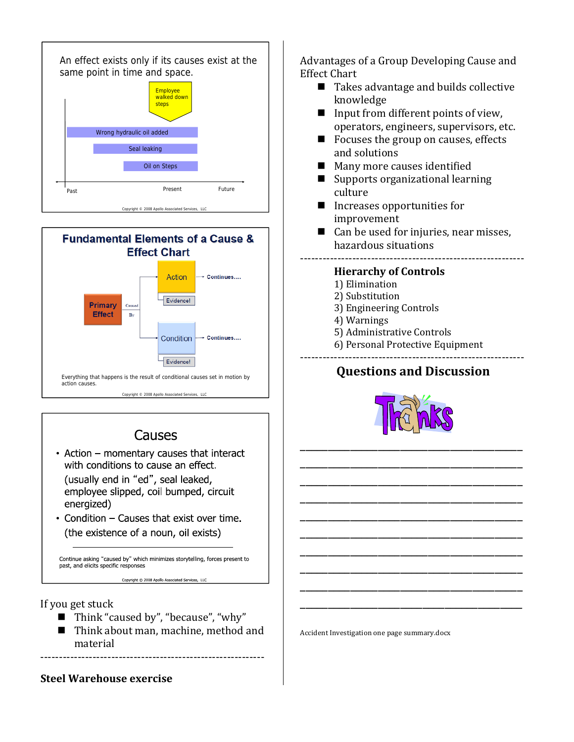An effect exists only if its causes exist at the same point in time and space.

Employee walked down steps

Wrong hydraulic oil added

Seal leaking

Oil on Steps

Past

Present

Future

Copyright © 2008 Apollo Associated Services, LLC

## Fundamental Elements of a Cause & Effect Chart

Primary Effect

Caused By

Action → Continues....

Evidence!

Condition → Continues....

Evidence!

Everything that happens is the result of conditional causes set in motion by action causes.

Copyright © 2008 Apollo Associated Services, LLC

## Causes

- Action – momentary causes that interact with conditions to cause an effect. (usually end in "ed", seal leaked, employee slipped, coil bumped, circuit energized)
- Condition – Causes that exist over time. (the existence of a noun, oil exists)

Continue asking "caused by" which minimizes storytelling, forces present to past, and elicits specific responses

Copyright © 2008 Apollo Associated Services, LLC

If you get stuck

- Think "caused by", "because", "why"
- Think about man, machine, method and material

---

**Steel Warehouse exercise**

Advantages of a Group Developing Cause and Effect Chart

- Takes advantage and builds collective knowledge
- Input from different points of view, operators, engineers, supervisors, etc.
- Focuses the group on causes, effects and solutions
- Many more causes identified
- Supports organizational learning culture
- Increases opportunities for improvement
- Can be used for injuries, near misses, hazardous situations

---

**Hierarchy of Controls**

1) Elimination
2) Substitution
3) Engineering Controls
4) Warnings
5) Administrative Controls
6) Personal Protective Equipment

---

## Questions and Discussion

Thanks

______________________________________

______________________________________

______________________________________

______________________________________

______________________________________

______________________________________

______________________________________

______________________________________

______________________________________

______________________________________

Accident Investigation one page summary.docx